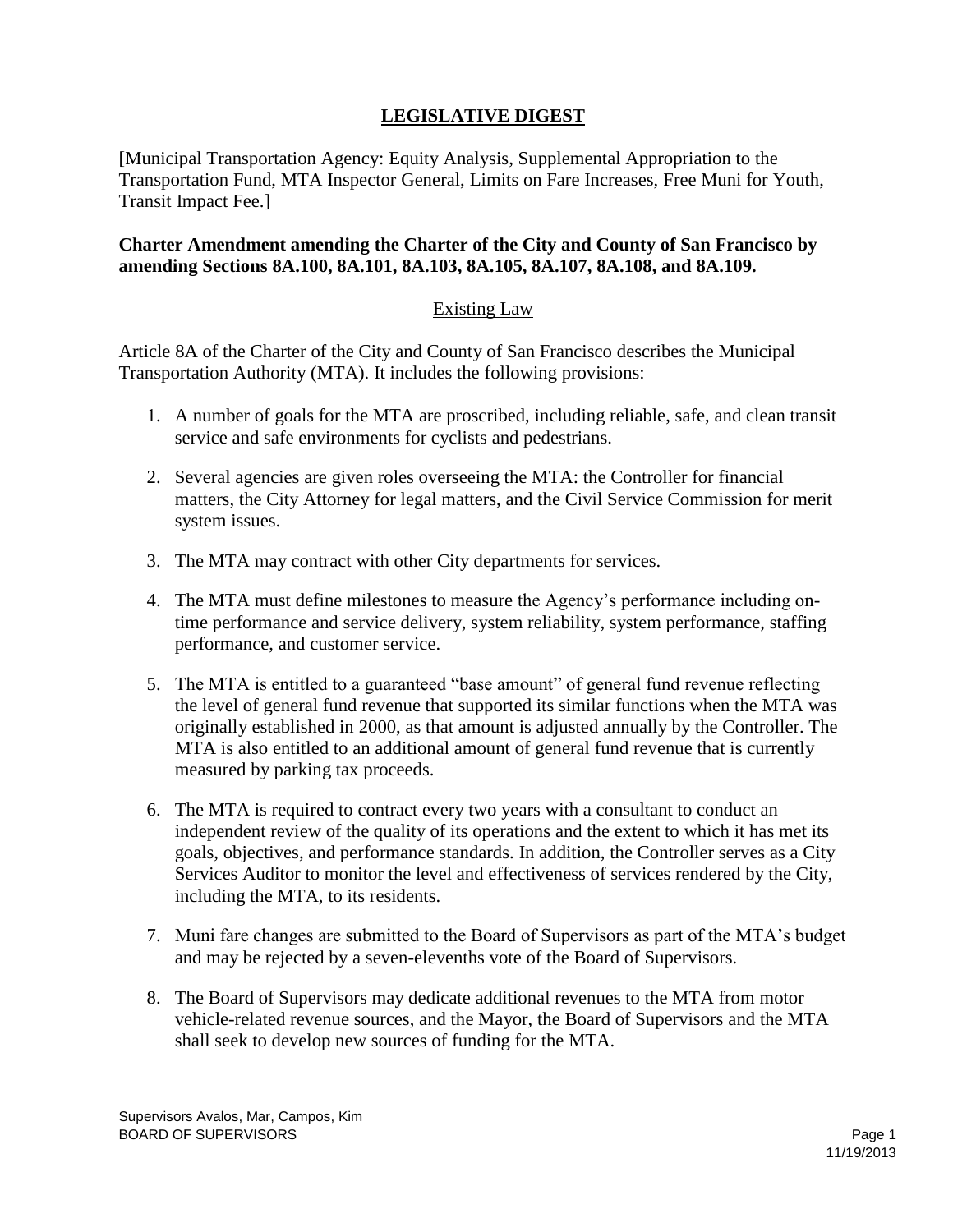# LEGISLATIVE DIGEST

[Municipal Transportation Agency: Equity Analysis, Supplemental Appropriation to the Transportation Fund, MTA Inspector General, Limits on Fare Increases, Free Muni for Youth, Transit Impact Fee.]

**Charter Amendment amending the Charter of the City and County of San Francisco by amending Sections 8A.100, 8A.101, 8A.103, 8A.105, 8A.107, 8A.108, and 8A.109.**

## Existing Law

Article 8A of the Charter of the City and County of San Francisco describes the Municipal Transportation Authority (MTA). It includes the following provisions:

1. A number of goals for the MTA are proscribed, including reliable, safe, and clean transit service and safe environments for cyclists and pedestrians.
2. Several agencies are given roles overseeing the MTA: the Controller for financial matters, the City Attorney for legal matters, and the Civil Service Commission for merit system issues.
3. The MTA may contract with other City departments for services.
4. The MTA must define milestones to measure the Agency's performance including on-time performance and service delivery, system reliability, system performance, staffing performance, and customer service.
5. The MTA is entitled to a guaranteed "base amount" of general fund revenue reflecting the level of general fund revenue that supported its similar functions when the MTA was originally established in 2000, as that amount is adjusted annually by the Controller. The MTA is also entitled to an additional amount of general fund revenue that is currently measured by parking tax proceeds.
6. The MTA is required to contract every two years with a consultant to conduct an independent review of the quality of its operations and the extent to which it has met its goals, objectives, and performance standards. In addition, the Controller serves as a City Services Auditor to monitor the level and effectiveness of services rendered by the City, including the MTA, to its residents.
7. Muni fare changes are submitted to the Board of Supervisors as part of the MTA's budget and may be rejected by a seven-elevenths vote of the Board of Supervisors.
8. The Board of Supervisors may dedicate additional revenues to the MTA from motor vehicle-related revenue sources, and the Mayor, the Board of Supervisors and the MTA shall seek to develop new sources of funding for the MTA.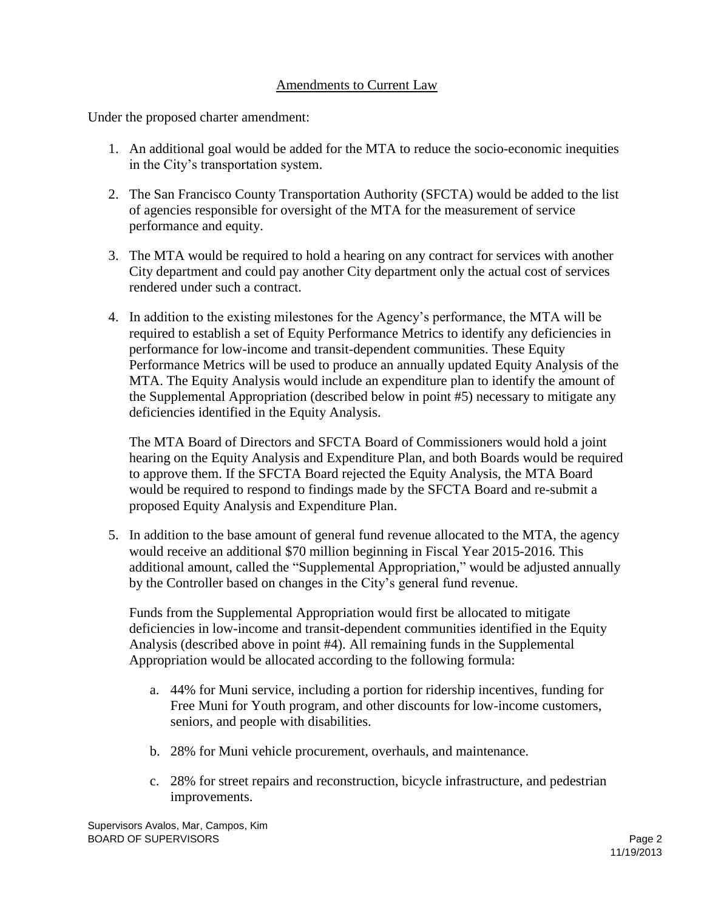## Amendments to Current Law

Under the proposed charter amendment:

1. An additional goal would be added for the MTA to reduce the socio-economic inequities in the City's transportation system.

2. The San Francisco County Transportation Authority (SFCTA) would be added to the list of agencies responsible for oversight of the MTA for the measurement of service performance and equity.

3. The MTA would be required to hold a hearing on any contract for services with another City department and could pay another City department only the actual cost of services rendered under such a contract.

4. In addition to the existing milestones for the Agency's performance, the MTA will be required to establish a set of Equity Performance Metrics to identify any deficiencies in performance for low-income and transit-dependent communities. These Equity Performance Metrics will be used to produce an annually updated Equity Analysis of the MTA. The Equity Analysis would include an expenditure plan to identify the amount of the Supplemental Appropriation (described below in point #5) necessary to mitigate any deficiencies identified in the Equity Analysis.

   The MTA Board of Directors and SFCTA Board of Commissioners would hold a joint hearing on the Equity Analysis and Expenditure Plan, and both Boards would be required to approve them. If the SFCTA Board rejected the Equity Analysis, the MTA Board would be required to respond to findings made by the SFCTA Board and re-submit a proposed Equity Analysis and Expenditure Plan.

5. In addition to the base amount of general fund revenue allocated to the MTA, the agency would receive an additional $70 million beginning in Fiscal Year 2015-2016. This additional amount, called the "Supplemental Appropriation," would be adjusted annually by the Controller based on changes in the City's general fund revenue.

   Funds from the Supplemental Appropriation would first be allocated to mitigate deficiencies in low-income and transit-dependent communities identified in the Equity Analysis (described above in point #4). All remaining funds in the Supplemental Appropriation would be allocated according to the following formula:

   a. 44% for Muni service, including a portion for ridership incentives, funding for Free Muni for Youth program, and other discounts for low-income customers, seniors, and people with disabilities.

   b. 28% for Muni vehicle procurement, overhauls, and maintenance.

   c. 28% for street repairs and reconstruction, bicycle infrastructure, and pedestrian improvements.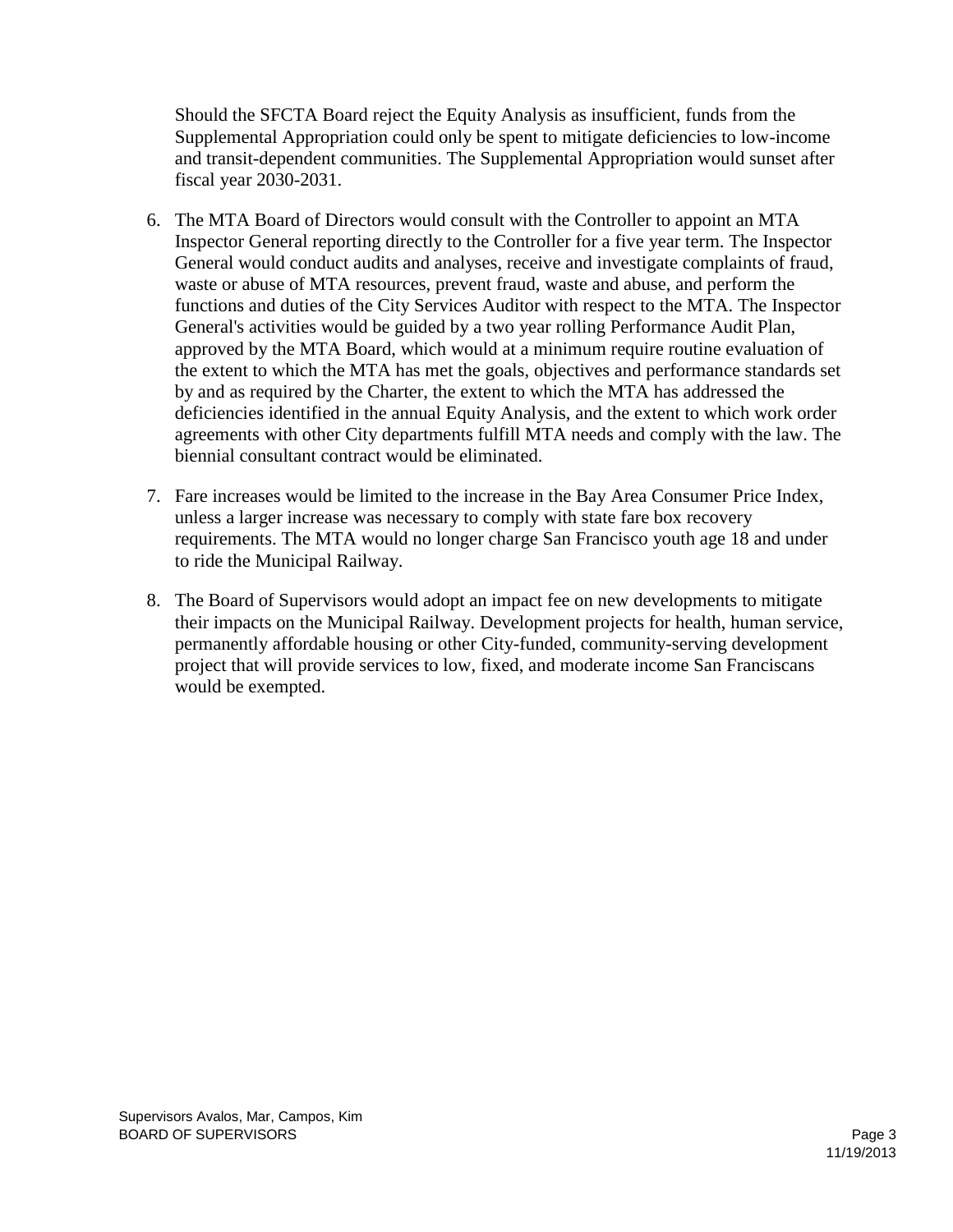Should the SFCTA Board reject the Equity Analysis as insufficient, funds from the Supplemental Appropriation could only be spent to mitigate deficiencies to low-income and transit-dependent communities. The Supplemental Appropriation would sunset after fiscal year 2030-2031.

6. The MTA Board of Directors would consult with the Controller to appoint an MTA Inspector General reporting directly to the Controller for a five year term. The Inspector General would conduct audits and analyses, receive and investigate complaints of fraud, waste or abuse of MTA resources, prevent fraud, waste and abuse, and perform the functions and duties of the City Services Auditor with respect to the MTA. The Inspector General's activities would be guided by a two year rolling Performance Audit Plan, approved by the MTA Board, which would at a minimum require routine evaluation of the extent to which the MTA has met the goals, objectives and performance standards set by and as required by the Charter, the extent to which the MTA has addressed the deficiencies identified in the annual Equity Analysis, and the extent to which work order agreements with other City departments fulfill MTA needs and comply with the law. The biennial consultant contract would be eliminated.

7. Fare increases would be limited to the increase in the Bay Area Consumer Price Index, unless a larger increase was necessary to comply with state fare box recovery requirements. The MTA would no longer charge San Francisco youth age 18 and under to ride the Municipal Railway.

8. The Board of Supervisors would adopt an impact fee on new developments to mitigate their impacts on the Municipal Railway. Development projects for health, human service, permanently affordable housing or other City-funded, community-serving development project that will provide services to low, fixed, and moderate income San Franciscans would be exempted.

Supervisors Avalos, Mar, Campos, Kim
BOARD OF SUPERVISORS

11/19/2013